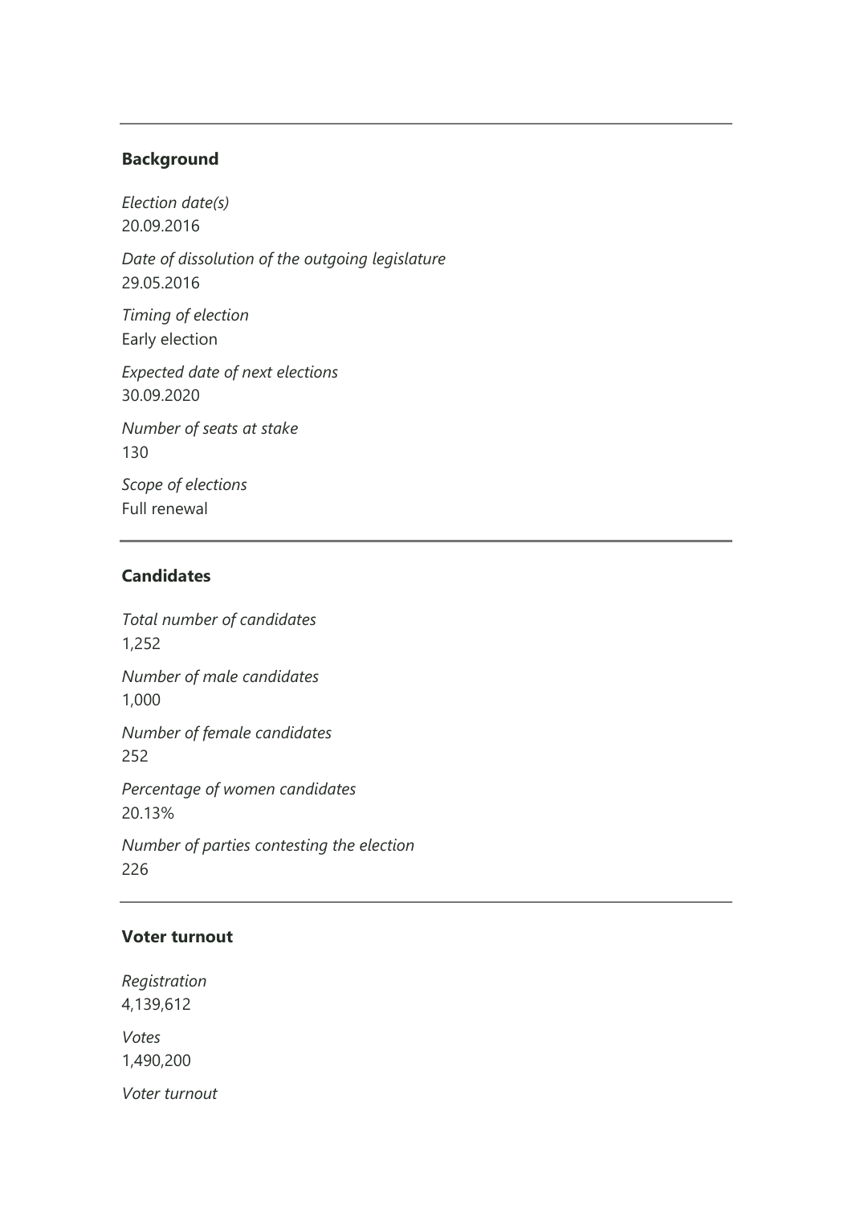## Background

*Election date(s)*
20.09.2016

*Date of dissolution of the outgoing legislature*
29.05.2016

*Timing of election*
Early election

*Expected date of next elections*
30.09.2020

*Number of seats at stake*
130

*Scope of elections*
Full renewal

## Candidates

*Total number of candidates*
1,252

*Number of male candidates*
1,000

*Number of female candidates*
252

*Percentage of women candidates*
20.13%

*Number of parties contesting the election*
226

## Voter turnout

*Registration*
4,139,612

*Votes*
1,490,200

*Voter turnout*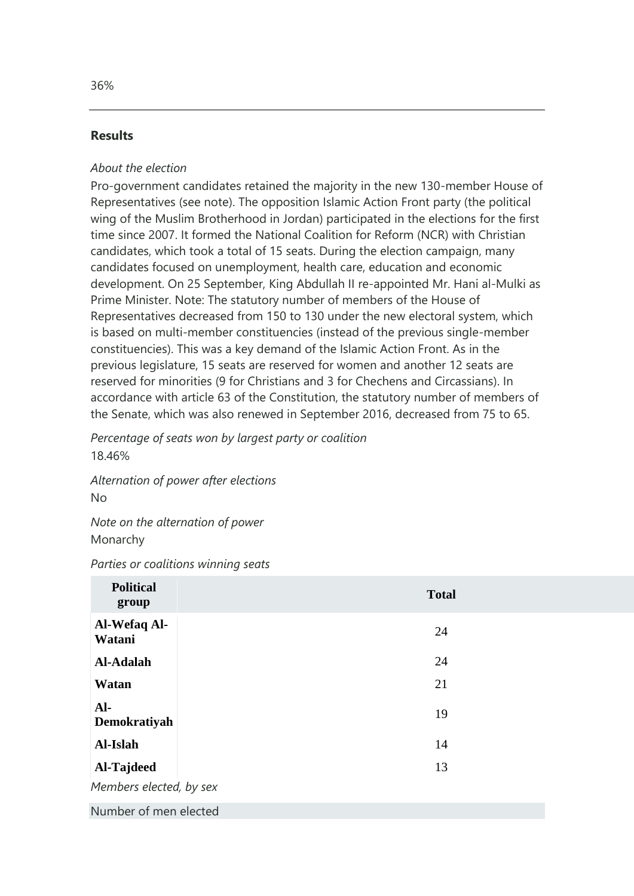36%

---

**Results**

*About the election*

Pro-government candidates retained the majority in the new 130-member House of Representatives (see note). The opposition Islamic Action Front party (the political wing of the Muslim Brotherhood in Jordan) participated in the elections for the first time since 2007. It formed the National Coalition for Reform (NCR) with Christian candidates, which took a total of 15 seats. During the election campaign, many candidates focused on unemployment, health care, education and economic development. On 25 September, King Abdullah II re-appointed Mr. Hani al-Mulki as Prime Minister. Note: The statutory number of members of the House of Representatives decreased from 150 to 130 under the new electoral system, which is based on multi-member constituencies (instead of the previous single-member constituencies). This was a key demand of the Islamic Action Front. As in the previous legislature, 15 seats are reserved for women and another 12 seats are reserved for minorities (9 for Christians and 3 for Chechens and Circassians). In accordance with article 63 of the Constitution, the statutory number of members of the Senate, which was also renewed in September 2016, decreased from 75 to 65.

*Percentage of seats won by largest party or coalition*

18.46%

*Alternation of power after elections*

No

*Note on the alternation of power*

Monarchy

*Parties or coalitions winning seats*

| Political group | Total |
|---|---|
| **Al-Wefaq Al-Watani** | 24 |
| **Al-Adalah** | 24 |
| **Watan** | 21 |
| **Al-Demokratiyah** | 19 |
| **Al-Islah** | 14 |
| **Al-Tajdeed** | 13 |

*Members elected, by sex*

Number of men elected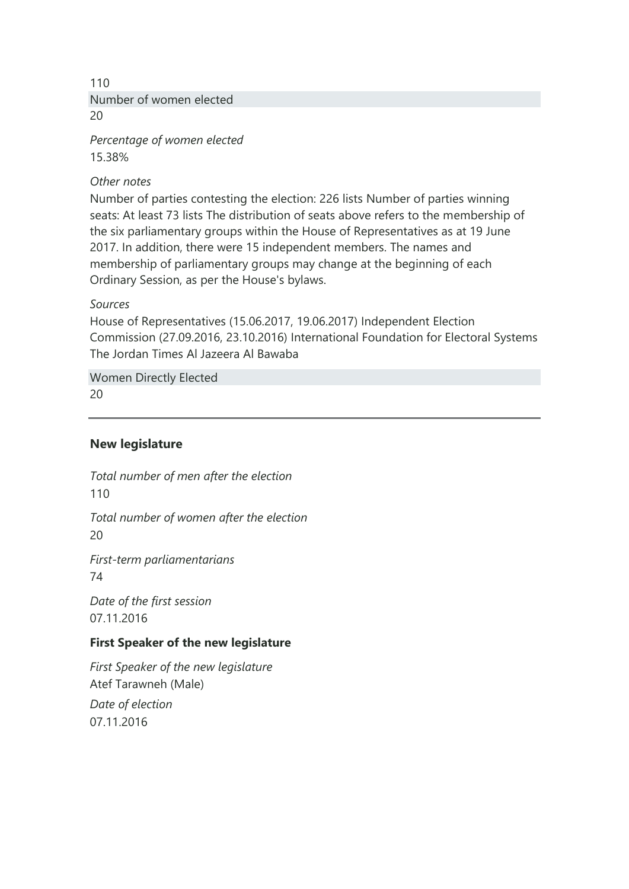110

Number of women elected

20

*Percentage of women elected*

15.38%

*Other notes*

Number of parties contesting the election: 226 lists Number of parties winning seats: At least 73 lists The distribution of seats above refers to the membership of the six parliamentary groups within the House of Representatives as at 19 June 2017. In addition, there were 15 independent members. The names and membership of parliamentary groups may change at the beginning of each Ordinary Session, as per the House's bylaws.

*Sources*

House of Representatives (15.06.2017, 19.06.2017) Independent Election Commission (27.09.2016, 23.10.2016) International Foundation for Electoral Systems The Jordan Times Al Jazeera Al Bawaba

Women Directly Elected

20

---

### New legislature

*Total number of men after the election*

110

*Total number of women after the election*

20

*First-term parliamentarians*

74

*Date of the first session*

07.11.2016

### First Speaker of the new legislature

*First Speaker of the new legislature*

Atef Tarawneh (Male)

*Date of election*

07.11.2016